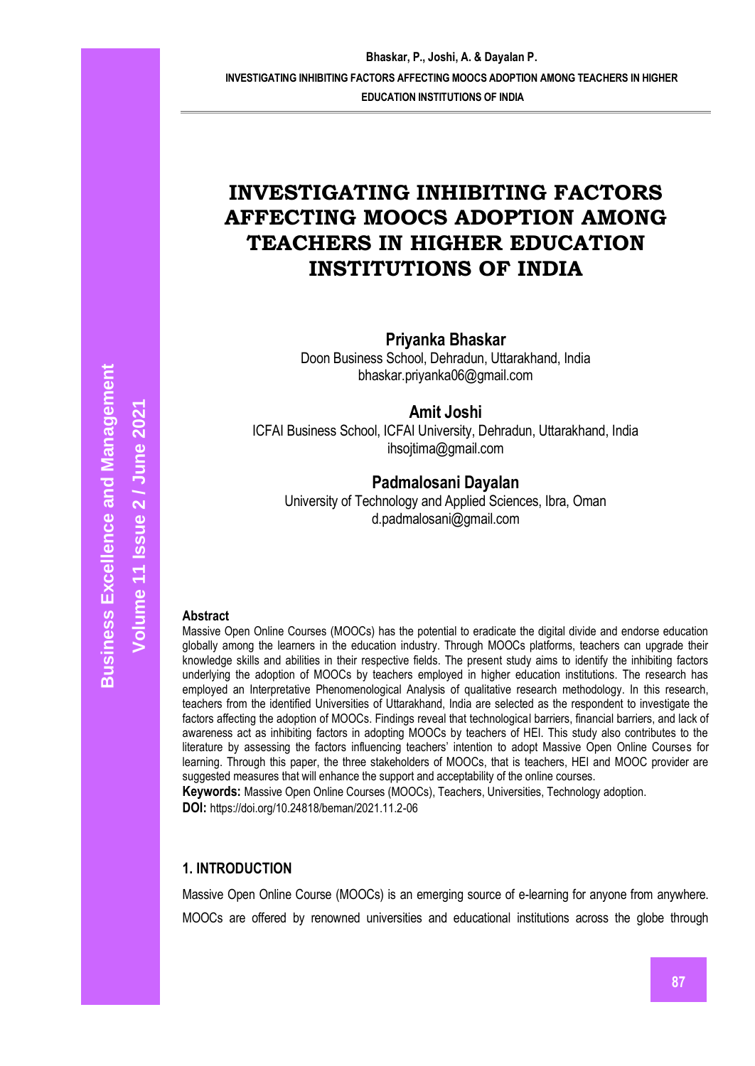# INVESTIGATING INHIBITING FACTORS AFFECTING MOOCS ADOPTION AMONG TEACHERS IN HIGHER EDUCATION INSTITUTIONS OF INDIA

**Priyanka Bhaskar**
Doon Business School, Dehradun, Uttarakhand, India
bhaskar.priyanka06@gmail.com

**Amit Joshi**
ICFAI Business School, ICFAI University, Dehradun, Uttarakhand, India
ihsojtima@gmail.com

**Padmalosani Dayalan**
University of Technology and Applied Sciences, Ibra, Oman
d.padmalosani@gmail.com

**Abstract**

Massive Open Online Courses (MOOCs) has the potential to eradicate the digital divide and endorse education globally among the learners in the education industry. Through MOOCs platforms, teachers can upgrade their knowledge skills and abilities in their respective fields. The present study aims to identify the inhibiting factors underlying the adoption of MOOCs by teachers employed in higher education institutions. The research has employed an Interpretative Phenomenological Analysis of qualitative research methodology. In this research, teachers from the identified Universities of Uttarakhand, India are selected as the respondent to investigate the factors affecting the adoption of MOOCs. Findings reveal that technological barriers, financial barriers, and lack of awareness act as inhibiting factors in adopting MOOCs by teachers of HEI. This study also contributes to the literature by assessing the factors influencing teachers' intention to adopt Massive Open Online Courses for learning. Through this paper, the three stakeholders of MOOCs, that is teachers, HEI and MOOC provider are suggested measures that will enhance the support and acceptability of the online courses.

**Keywords:** Massive Open Online Courses (MOOCs), Teachers, Universities, Technology adoption.

**DOI:** https://doi.org/10.24818/beman/2021.11.2-06

## 1. INTRODUCTION

Massive Open Online Course (MOOCs) is an emerging source of e-learning for anyone from anywhere. MOOCs are offered by renowned universities and educational institutions across the globe through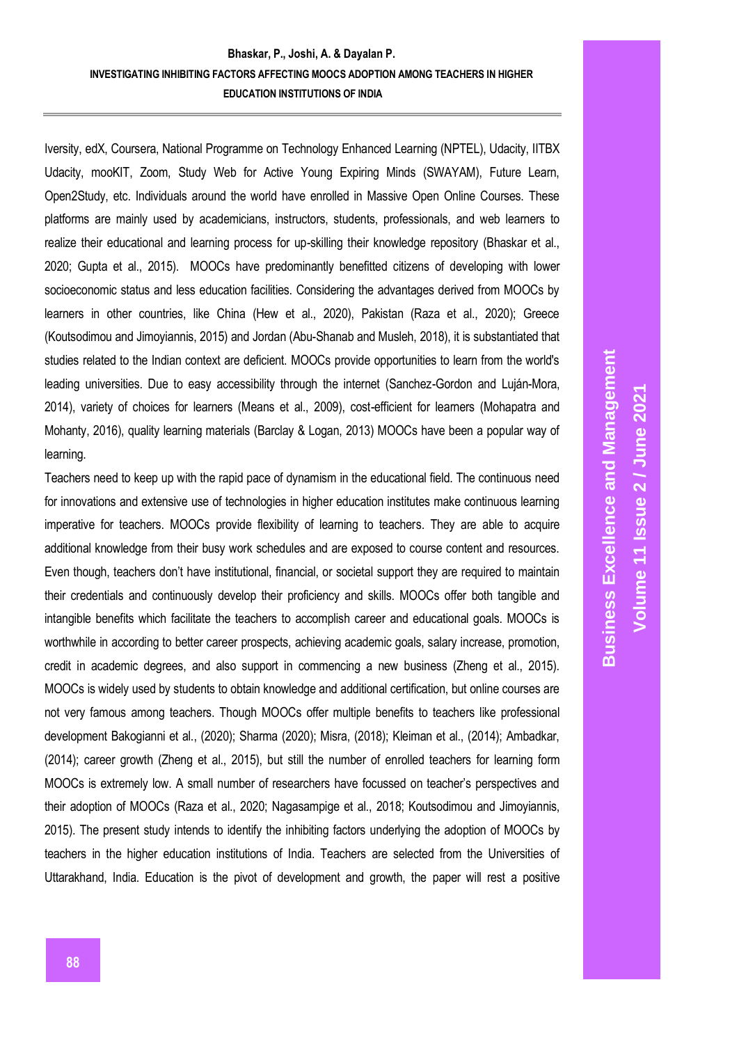Iversity, edX, Coursera, National Programme on Technology Enhanced Learning (NPTEL), Udacity, IITBX Udacity, mooKIT, Zoom, Study Web for Active Young Expiring Minds (SWAYAM), Future Learn, Open2Study, etc. Individuals around the world have enrolled in Massive Open Online Courses. These platforms are mainly used by academicians, instructors, students, professionals, and web learners to realize their educational and learning process for up-skilling their knowledge repository (Bhaskar et al., 2020; Gupta et al., 2015). MOOCs have predominantly benefitted citizens of developing with lower socioeconomic status and less education facilities. Considering the advantages derived from MOOCs by learners in other countries, like China (Hew et al., 2020), Pakistan (Raza et al., 2020); Greece (Koutsodimou and Jimoyiannis, 2015) and Jordan (Abu-Shanab and Musleh, 2018), it is substantiated that studies related to the Indian context are deficient. MOOCs provide opportunities to learn from the world's leading universities. Due to easy accessibility through the internet (Sanchez-Gordon and Luján-Mora, 2014), variety of choices for learners (Means et al., 2009), cost-efficient for learners (Mohapatra and Mohanty, 2016), quality learning materials (Barclay & Logan, 2013) MOOCs have been a popular way of learning.

Teachers need to keep up with the rapid pace of dynamism in the educational field. The continuous need for innovations and extensive use of technologies in higher education institutes make continuous learning imperative for teachers. MOOCs provide flexibility of learning to teachers. They are able to acquire additional knowledge from their busy work schedules and are exposed to course content and resources. Even though, teachers don't have institutional, financial, or societal support they are required to maintain their credentials and continuously develop their proficiency and skills. MOOCs offer both tangible and intangible benefits which facilitate the teachers to accomplish career and educational goals. MOOCs is worthwhile in according to better career prospects, achieving academic goals, salary increase, promotion, credit in academic degrees, and also support in commencing a new business (Zheng et al., 2015). MOOCs is widely used by students to obtain knowledge and additional certification, but online courses are not very famous among teachers. Though MOOCs offer multiple benefits to teachers like professional development Bakogianni et al., (2020); Sharma (2020); Misra, (2018); Kleiman et al., (2014); Ambadkar, (2014); career growth (Zheng et al., 2015), but still the number of enrolled teachers for learning form MOOCs is extremely low. A small number of researchers have focussed on teacher's perspectives and their adoption of MOOCs (Raza et al., 2020; Nagasampige et al., 2018; Koutsodimou and Jimoyiannis, 2015). The present study intends to identify the inhibiting factors underlying the adoption of MOOCs by teachers in the higher education institutions of India. Teachers are selected from the Universities of Uttarakhand, India. Education is the pivot of development and growth, the paper will rest a positive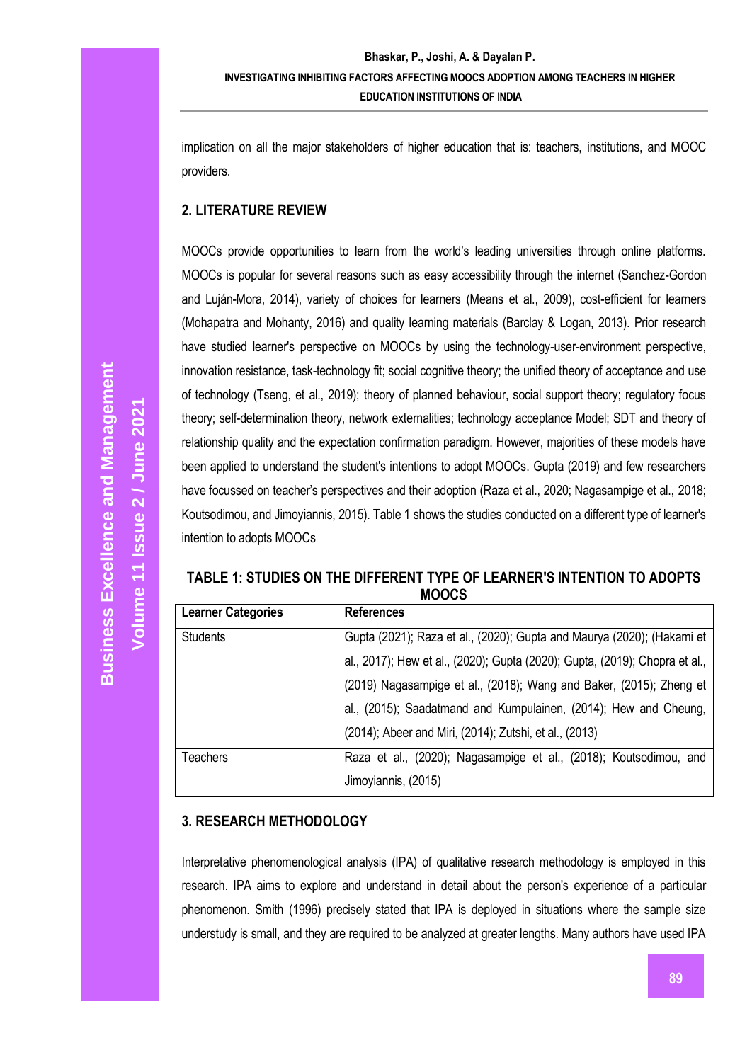implication on all the major stakeholders of higher education that is: teachers, institutions, and MOOC providers.

## 2. LITERATURE REVIEW

MOOCs provide opportunities to learn from the world's leading universities through online platforms. MOOCs is popular for several reasons such as easy accessibility through the internet (Sanchez-Gordon and Luján-Mora, 2014), variety of choices for learners (Means et al., 2009), cost-efficient for learners (Mohapatra and Mohanty, 2016) and quality learning materials (Barclay & Logan, 2013). Prior research have studied learner's perspective on MOOCs by using the technology-user-environment perspective, innovation resistance, task-technology fit; social cognitive theory; the unified theory of acceptance and use of technology (Tseng, et al., 2019); theory of planned behaviour, social support theory; regulatory focus theory; self-determination theory, network externalities; technology acceptance Model; SDT and theory of relationship quality and the expectation confirmation paradigm. However, majorities of these models have been applied to understand the student's intentions to adopt MOOCs. Gupta (2019) and few researchers have focussed on teacher's perspectives and their adoption (Raza et al., 2020; Nagasampige et al., 2018; Koutsodimou, and Jimoyiannis, 2015). Table 1 shows the studies conducted on a different type of learner's intention to adopts MOOCs

**TABLE 1: STUDIES ON THE DIFFERENT TYPE OF LEARNER'S INTENTION TO ADOPTS MOOCS**

| Learner Categories | References |
|---|---|
| Students | Gupta (2021); Raza et al., (2020); Gupta and Maurya (2020); (Hakami et al., 2017); Hew et al., (2020); Gupta (2020); Gupta, (2019); Chopra et al., (2019) Nagasampige et al., (2018); Wang and Baker, (2015); Zheng et al., (2015); Saadatmand and Kumpulainen, (2014); Hew and Cheung, (2014); Abeer and Miri, (2014); Zutshi, et al., (2013) |
| Teachers | Raza et al., (2020); Nagasampige et al., (2018); Koutsodimou, and Jimoyiannis, (2015) |

## 3. RESEARCH METHODOLOGY

Interpretative phenomenological analysis (IPA) of qualitative research methodology is employed in this research. IPA aims to explore and understand in detail about the person's experience of a particular phenomenon. Smith (1996) precisely stated that IPA is deployed in situations where the sample size understudy is small, and they are required to be analyzed at greater lengths. Many authors have used IPA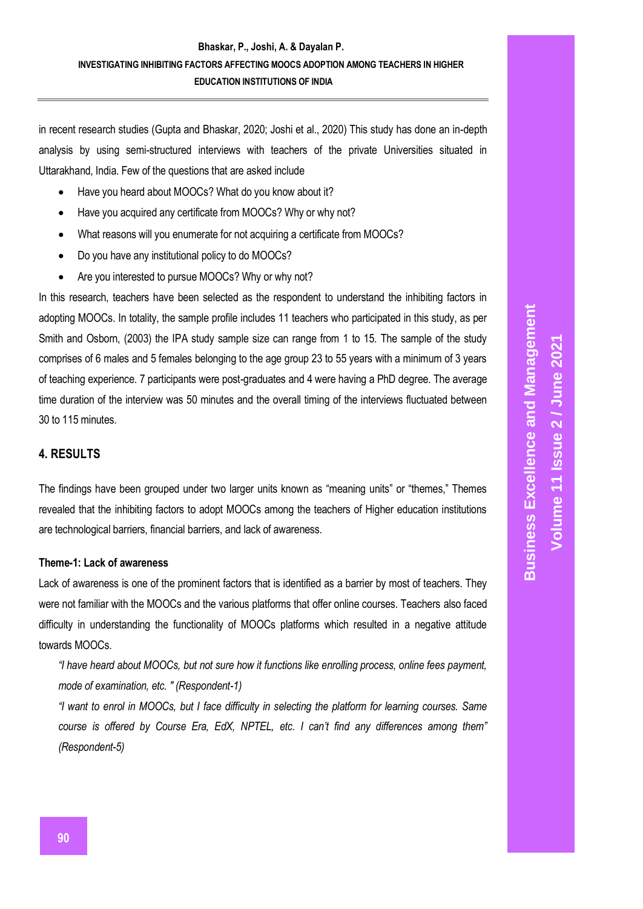in recent research studies (Gupta and Bhaskar, 2020; Joshi et al., 2020) This study has done an in-depth analysis by using semi-structured interviews with teachers of the private Universities situated in Uttarakhand, India. Few of the questions that are asked include

- Have you heard about MOOCs? What do you know about it?
- Have you acquired any certificate from MOOCs? Why or why not?
- What reasons will you enumerate for not acquiring a certificate from MOOCs?
- Do you have any institutional policy to do MOOCs?
- Are you interested to pursue MOOCs? Why or why not?

In this research, teachers have been selected as the respondent to understand the inhibiting factors in adopting MOOCs. In totality, the sample profile includes 11 teachers who participated in this study, as per Smith and Osborn, (2003) the IPA study sample size can range from 1 to 15. The sample of the study comprises of 6 males and 5 females belonging to the age group 23 to 55 years with a minimum of 3 years of teaching experience. 7 participants were post-graduates and 4 were having a PhD degree. The average time duration of the interview was 50 minutes and the overall timing of the interviews fluctuated between 30 to 115 minutes.

## 4. RESULTS

The findings have been grouped under two larger units known as "meaning units" or "themes," Themes revealed that the inhibiting factors to adopt MOOCs among the teachers of Higher education institutions are technological barriers, financial barriers, and lack of awareness.

### Theme-1: Lack of awareness

Lack of awareness is one of the prominent factors that is identified as a barrier by most of teachers. They were not familiar with the MOOCs and the various platforms that offer online courses. Teachers also faced difficulty in understanding the functionality of MOOCs platforms which resulted in a negative attitude towards MOOCs.

> *"I have heard about MOOCs, but not sure how it functions like enrolling process, online fees payment, mode of examination, etc. " (Respondent-1)*
>
> *"I want to enrol in MOOCs, but I face difficulty in selecting the platform for learning courses. Same course is offered by Course Era, EdX, NPTEL, etc. I can't find any differences among them" (Respondent-5)*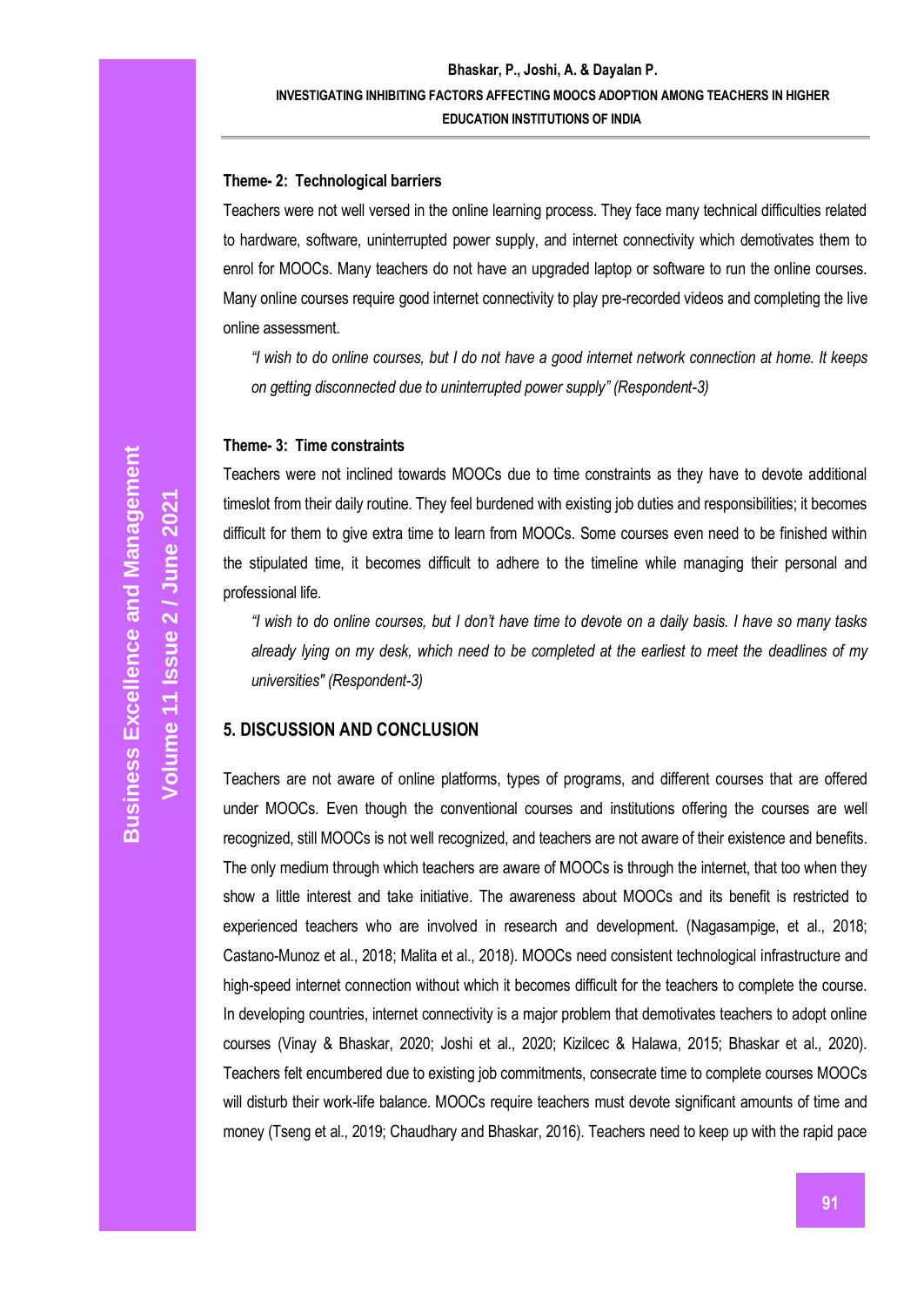### Theme- 2: Technological barriers

Teachers were not well versed in the online learning process. They face many technical difficulties related to hardware, software, uninterrupted power supply, and internet connectivity which demotivates them to enrol for MOOCs. Many teachers do not have an upgraded laptop or software to run the online courses. Many online courses require good internet connectivity to play pre-recorded videos and completing the live online assessment.

> *"I wish to do online courses, but I do not have a good internet network connection at home. It keeps on getting disconnected due to uninterrupted power supply" (Respondent-3)*

### Theme- 3: Time constraints

Teachers were not inclined towards MOOCs due to time constraints as they have to devote additional timeslot from their daily routine. They feel burdened with existing job duties and responsibilities; it becomes difficult for them to give extra time to learn from MOOCs. Some courses even need to be finished within the stipulated time, it becomes difficult to adhere to the timeline while managing their personal and professional life.

> *"I wish to do online courses, but I don't have time to devote on a daily basis. I have so many tasks already lying on my desk, which need to be completed at the earliest to meet the deadlines of my universities" (Respondent-3)*

## 5. DISCUSSION AND CONCLUSION

Teachers are not aware of online platforms, types of programs, and different courses that are offered under MOOCs. Even though the conventional courses and institutions offering the courses are well recognized, still MOOCs is not well recognized, and teachers are not aware of their existence and benefits. The only medium through which teachers are aware of MOOCs is through the internet, that too when they show a little interest and take initiative. The awareness about MOOCs and its benefit is restricted to experienced teachers who are involved in research and development. (Nagasampige, et al., 2018; Castano-Munoz et al., 2018; Malita et al., 2018). MOOCs need consistent technological infrastructure and high-speed internet connection without which it becomes difficult for the teachers to complete the course. In developing countries, internet connectivity is a major problem that demotivates teachers to adopt online courses (Vinay & Bhaskar, 2020; Joshi et al., 2020; Kizilcec & Halawa, 2015; Bhaskar et al., 2020). Teachers felt encumbered due to existing job commitments, consecrate time to complete courses MOOCs will disturb their work-life balance. MOOCs require teachers must devote significant amounts of time and money (Tseng et al., 2019; Chaudhary and Bhaskar, 2016). Teachers need to keep up with the rapid pace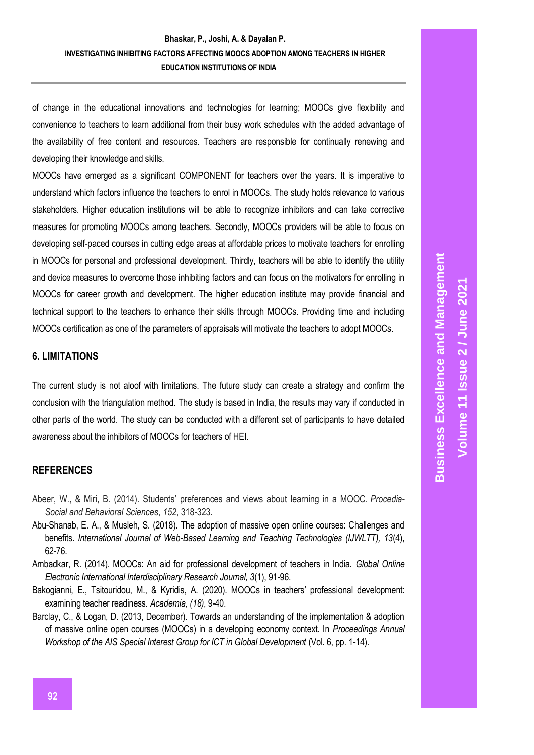of change in the educational innovations and technologies for learning; MOOCs give flexibility and convenience to teachers to learn additional from their busy work schedules with the added advantage of the availability of free content and resources. Teachers are responsible for continually renewing and developing their knowledge and skills.

MOOCs have emerged as a significant COMPONENT for teachers over the years. It is imperative to understand which factors influence the teachers to enrol in MOOCs. The study holds relevance to various stakeholders. Higher education institutions will be able to recognize inhibitors and can take corrective measures for promoting MOOCs among teachers. Secondly, MOOCs providers will be able to focus on developing self-paced courses in cutting edge areas at affordable prices to motivate teachers for enrolling in MOOCs for personal and professional development. Thirdly, teachers will be able to identify the utility and device measures to overcome those inhibiting factors and can focus on the motivators for enrolling in MOOCs for career growth and development. The higher education institute may provide financial and technical support to the teachers to enhance their skills through MOOCs. Providing time and including MOOCs certification as one of the parameters of appraisals will motivate the teachers to adopt MOOCs.

## 6. LIMITATIONS

The current study is not aloof with limitations. The future study can create a strategy and confirm the conclusion with the triangulation method. The study is based in India, the results may vary if conducted in other parts of the world. The study can be conducted with a different set of participants to have detailed awareness about the inhibitors of MOOCs for teachers of HEI.

## REFERENCES

Abeer, W., & Miri, B. (2014). Students' preferences and views about learning in a MOOC. *Procedia-Social and Behavioral Sciences*, *152*, 318-323.

Abu-Shanab, E. A., & Musleh, S. (2018). The adoption of massive open online courses: Challenges and benefits. *International Journal of Web-Based Learning and Teaching Technologies (IJWLTT), 13*(4), 62-76.

Ambadkar, R. (2014). MOOCs: An aid for professional development of teachers in India. *Global Online Electronic International Interdisciplinary Research Journal, 3*(1), 91-96.

Bakogianni, E., Tsitouridou, M., & Kyridis, A. (2020). MOOCs in teachers' professional development: examining teacher readiness. *Academia, (18)*, 9-40.

Barclay, C., & Logan, D. (2013, December). Towards an understanding of the implementation & adoption of massive online open courses (MOOCs) in a developing economy context. In *Proceedings Annual Workshop of the AIS Special Interest Group for ICT in Global Development* (Vol. 6, pp. 1-14).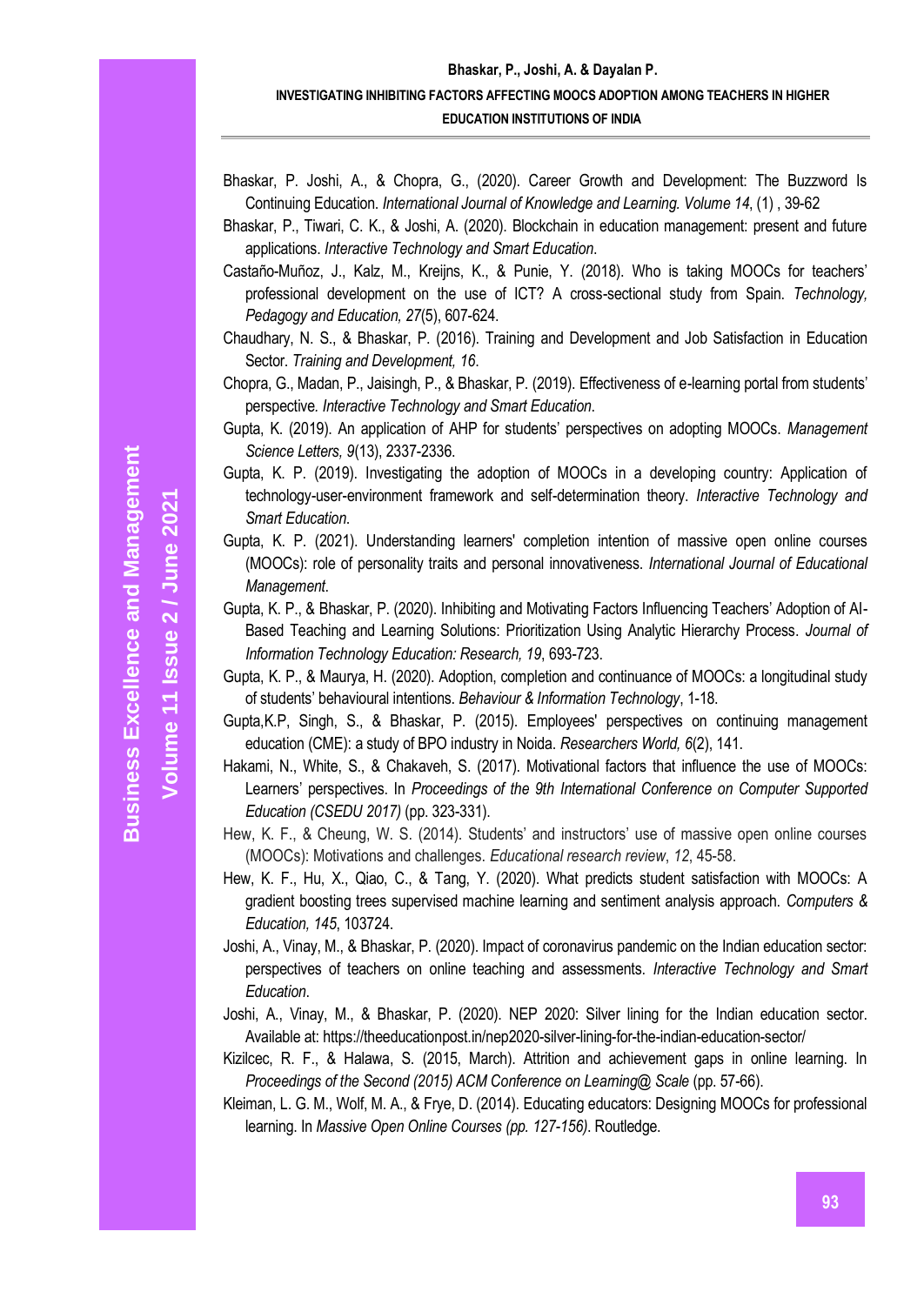Bhaskar, P. Joshi, A., & Chopra, G., (2020). Career Growth and Development: The Buzzword Is Continuing Education. *International Journal of Knowledge and Learning. Volume 14*, (1) , 39-62

Bhaskar, P., Tiwari, C. K., & Joshi, A. (2020). Blockchain in education management: present and future applications. *Interactive Technology and Smart Education*.

Castaño-Muñoz, J., Kalz, M., Kreijns, K., & Punie, Y. (2018). Who is taking MOOCs for teachers' professional development on the use of ICT? A cross-sectional study from Spain. *Technology, Pedagogy and Education, 27*(5), 607-624.

Chaudhary, N. S., & Bhaskar, P. (2016). Training and Development and Job Satisfaction in Education Sector. *Training and Development, 16*.

Chopra, G., Madan, P., Jaisingh, P., & Bhaskar, P. (2019). Effectiveness of e-learning portal from students' perspective. *Interactive Technology and Smart Education*.

Gupta, K. (2019). An application of AHP for students' perspectives on adopting MOOCs. *Management Science Letters, 9*(13), 2337-2336.

Gupta, K. P. (2019). Investigating the adoption of MOOCs in a developing country: Application of technology-user-environment framework and self-determination theory. *Interactive Technology and Smart Education*.

Gupta, K. P. (2021). Understanding learners' completion intention of massive open online courses (MOOCs): role of personality traits and personal innovativeness. *International Journal of Educational Management*.

Gupta, K. P., & Bhaskar, P. (2020). Inhibiting and Motivating Factors Influencing Teachers' Adoption of AI-Based Teaching and Learning Solutions: Prioritization Using Analytic Hierarchy Process. *Journal of Information Technology Education: Research, 19*, 693-723.

Gupta, K. P., & Maurya, H. (2020). Adoption, completion and continuance of MOOCs: a longitudinal study of students' behavioural intentions. *Behaviour & Information Technology*, 1-18.

Gupta,K.P, Singh, S., & Bhaskar, P. (2015). Employees' perspectives on continuing management education (CME): a study of BPO industry in Noida. *Researchers World, 6*(2), 141.

Hakami, N., White, S., & Chakaveh, S. (2017). Motivational factors that influence the use of MOOCs: Learners' perspectives. In *Proceedings of the 9th International Conference on Computer Supported Education (CSEDU 2017)* (pp. 323-331).

Hew, K. F., & Cheung, W. S. (2014). Students' and instructors' use of massive open online courses (MOOCs): Motivations and challenges. *Educational research review*, *12*, 45-58.

Hew, K. F., Hu, X., Qiao, C., & Tang, Y. (2020). What predicts student satisfaction with MOOCs: A gradient boosting trees supervised machine learning and sentiment analysis approach. *Computers & Education, 145*, 103724.

Joshi, A., Vinay, M., & Bhaskar, P. (2020). Impact of coronavirus pandemic on the Indian education sector: perspectives of teachers on online teaching and assessments. *Interactive Technology and Smart Education*.

Joshi, A., Vinay, M., & Bhaskar, P. (2020). NEP 2020: Silver lining for the Indian education sector. Available at: https://theeducationpost.in/nep2020-silver-lining-for-the-indian-education-sector/

Kizilcec, R. F., & Halawa, S. (2015, March). Attrition and achievement gaps in online learning. In *Proceedings of the Second (2015) ACM Conference on Learning@ Scale* (pp. 57-66).

Kleiman, L. G. M., Wolf, M. A., & Frye, D. (2014). Educating educators: Designing MOOCs for professional learning. In *Massive Open Online Courses (pp. 127-156)*. Routledge.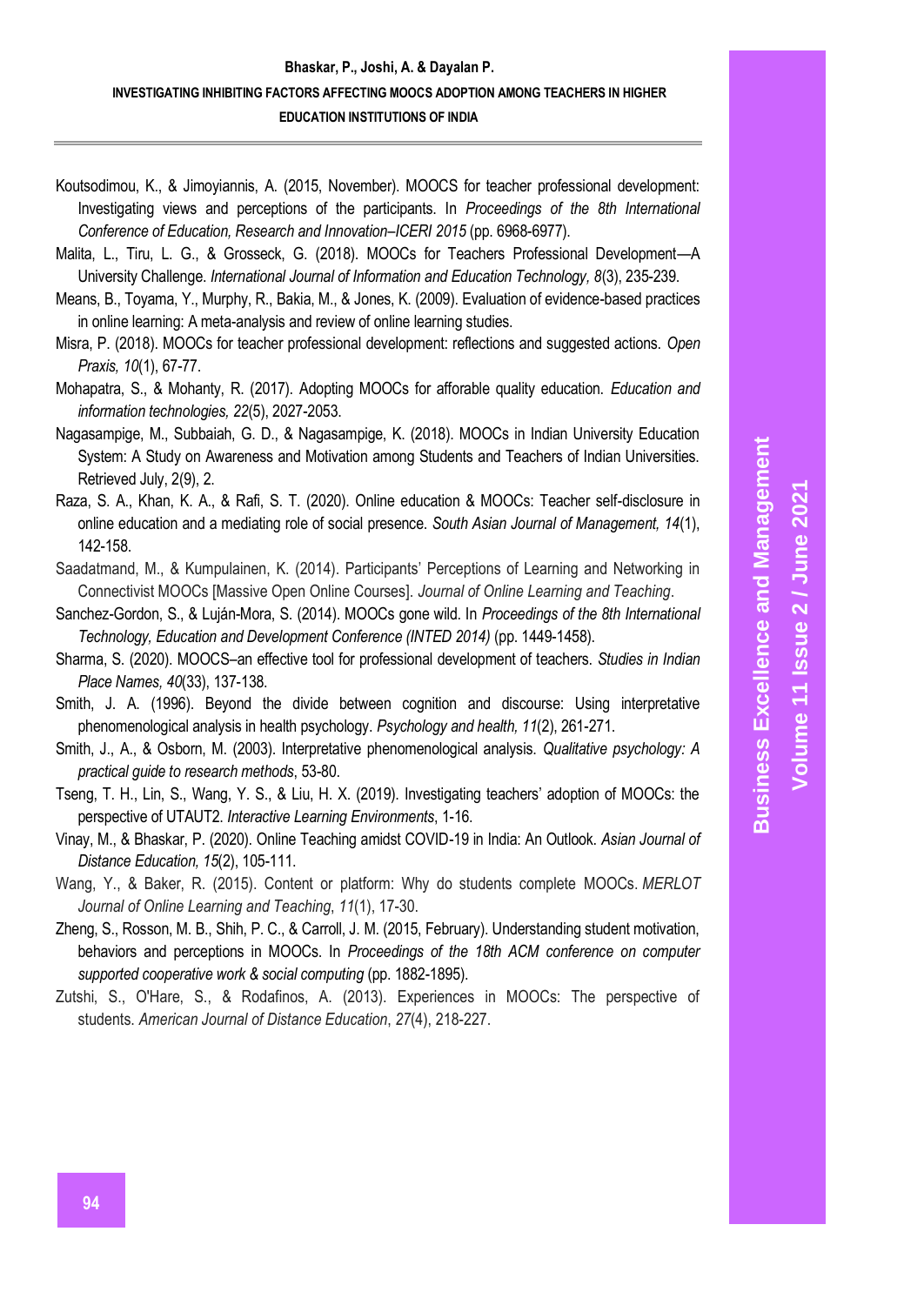Koutsodimou, K., & Jimoyiannis, A. (2015, November). MOOCS for teacher professional development: Investigating views and perceptions of the participants. In *Proceedings of the 8th International Conference of Education, Research and Innovation–ICERI 2015* (pp. 6968-6977).

Malita, L., Tiru, L. G., & Grosseck, G. (2018). MOOCs for Teachers Professional Development—A University Challenge. *International Journal of Information and Education Technology, 8*(3), 235-239.

Means, B., Toyama, Y., Murphy, R., Bakia, M., & Jones, K. (2009). Evaluation of evidence-based practices in online learning: A meta-analysis and review of online learning studies.

Misra, P. (2018). MOOCs for teacher professional development: reflections and suggested actions. *Open Praxis, 10*(1), 67-77.

Mohapatra, S., & Mohanty, R. (2017). Adopting MOOCs for afforable quality education. *Education and information technologies, 22*(5), 2027-2053.

Nagasampige, M., Subbaiah, G. D., & Nagasampige, K. (2018). MOOCs in Indian University Education System: A Study on Awareness and Motivation among Students and Teachers of Indian Universities. Retrieved July, 2(9), 2.

Raza, S. A., Khan, K. A., & Rafi, S. T. (2020). Online education & MOOCs: Teacher self-disclosure in online education and a mediating role of social presence. *South Asian Journal of Management, 14*(1), 142-158.

Saadatmand, M., & Kumpulainen, K. (2014). Participants' Perceptions of Learning and Networking in Connectivist MOOCs [Massive Open Online Courses]. *Journal of Online Learning and Teaching*.

Sanchez-Gordon, S., & Luján-Mora, S. (2014). MOOCs gone wild. In *Proceedings of the 8th International Technology, Education and Development Conference (INTED 2014)* (pp. 1449-1458).

Sharma, S. (2020). MOOCS–an effective tool for professional development of teachers. *Studies in Indian Place Names, 40*(33), 137-138.

Smith, J. A. (1996). Beyond the divide between cognition and discourse: Using interpretative phenomenological analysis in health psychology. *Psychology and health, 11*(2), 261-271.

Smith, J., A., & Osborn, M. (2003). Interpretative phenomenological analysis. *Qualitative psychology: A practical guide to research methods*, 53-80.

Tseng, T. H., Lin, S., Wang, Y. S., & Liu, H. X. (2019). Investigating teachers' adoption of MOOCs: the perspective of UTAUT2. *Interactive Learning Environments*, 1-16.

Vinay, M., & Bhaskar, P. (2020). Online Teaching amidst COVID-19 in India: An Outlook. *Asian Journal of Distance Education, 15*(2), 105-111.

Wang, Y., & Baker, R. (2015). Content or platform: Why do students complete MOOCs. *MERLOT Journal of Online Learning and Teaching*, *11*(1), 17-30.

Zheng, S., Rosson, M. B., Shih, P. C., & Carroll, J. M. (2015, February). Understanding student motivation, behaviors and perceptions in MOOCs. In *Proceedings of the 18th ACM conference on computer supported cooperative work & social computing* (pp. 1882-1895).

Zutshi, S., O'Hare, S., & Rodafinos, A. (2013). Experiences in MOOCs: The perspective of students. *American Journal of Distance Education*, *27*(4), 218-227.